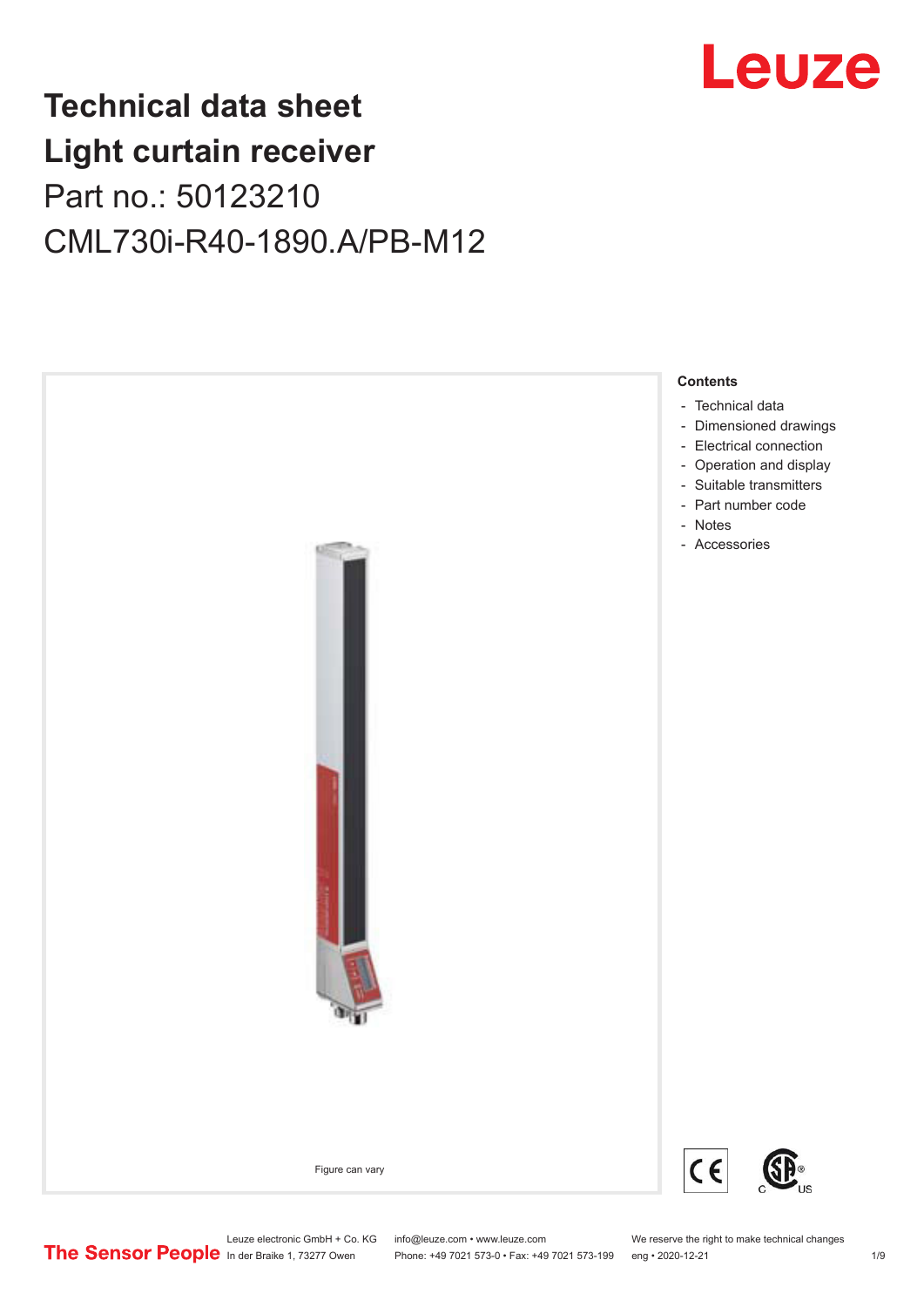# Technical data sheet
# Light curtain receiver

## Part no.: 50123210

## CML730i-R40-1890.A/PB-M12

Figure can vary

**Contents**

- Technical data
- Dimensioned drawings
- Electrical connection
- Operation and display
- Suitable transmitters
- Part number code
- Notes
- Accessories

Leuze electronic GmbH + Co. KG
In der Braike 1, 73277 Owen

info@leuze.com • www.leuze.com
Phone: +49 7021 573-0 • Fax: +49 7021 573-199

We reserve the right to make technical changes
eng • 2020-12-21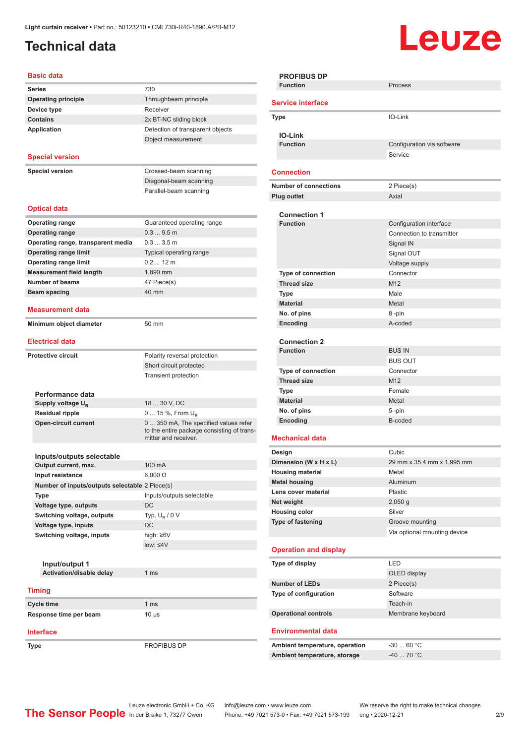Light curtain receiver • Part no.: 50123210 • CML730i-R40-1890.A/PB-M12

# Technical data

## Basic data

| | |
|---|---|
| Series | 730 |
| Operating principle | Throughbeam principle |
| Device type | Receiver |
| Contains | 2x BT-NC sliding block |
| Application | Detection of transparent objects |
| | Object measurement |

## Special version

| | |
|---|---|
| Special version | Crossed-beam scanning |
| | Diagonal-beam scanning |
| | Parallel-beam scanning |

## Optical data

| | |
|---|---|
| Operating range | Guaranteed operating range |
| Operating range | 0.3 ... 9.5 m |
| Operating range, transparent media | 0.3 ... 3.5 m |
| Operating range limit | Typical operating range |
| Operating range limit | 0.2 ... 12 m |
| Measurement field length | 1,890 mm |
| Number of beams | 47 Piece(s) |
| Beam spacing | 40 mm |

## Measurement data

| | |
|---|---|
| Minimum object diameter | 50 mm |

## Electrical data

| | |
|---|---|
| Protective circuit | Polarity reversal protection |
| | Short circuit protected |
| | Transient protection |

### Performance data

| | |
|---|---|
| Supply voltage $U_B$ | 18 ... 30 V, DC |
| Residual ripple | 0 ... 15 %, From $U_B$ |
| Open-circuit current | 0 ... 350 mA, The specified values refer to the entire package consisting of transmitter and receiver. |

### Inputs/outputs selectable

| | |
|---|---|
| Output current, max. | 100 mA |
| Input resistance | 6,000 Ω |
| Number of inputs/outputs selectable | 2 Piece(s) |
| Type | Inputs/outputs selectable |
| Voltage type, outputs | DC |
| Switching voltage, outputs | Typ. $U_B$ / 0 V |
| Voltage type, inputs | DC |
| Switching voltage, inputs | high: ≥6V |
| | low: ≤4V |

#### Input/output 1

| | |
|---|---|
| Activation/disable delay | 1 ms |

## Timing

| | |
|---|---|
| Cycle time | 1 ms |
| Response time per beam | 10 µs |

## Interface

| | |
|---|---|
| Type | PROFIBUS DP |

### PROFIBUS DP

| | |
|---|---|
| Function | Process |

## Service interface

| | |
|---|---|
| Type | IO-Link |

### IO-Link

| | |
|---|---|
| Function | Configuration via software |
| | Service |

## Connection

| | |
|---|---|
| Number of connections | 2 Piece(s) |
| Plug outlet | Axial |

### Connection 1

| | |
|---|---|
| Function | Configuration interface |
| | Connection to transmitter |
| | Signal IN |
| | Signal OUT |
| | Voltage supply |
| Type of connection | Connector |
| Thread size | M12 |
| Type | Male |
| Material | Metal |
| No. of pins | 8 -pin |
| Encoding | A-coded |

### Connection 2

| | |
|---|---|
| Function | BUS IN |
| | BUS OUT |
| Type of connection | Connector |
| Thread size | M12 |
| Type | Female |
| Material | Metal |
| No. of pins | 5 -pin |
| Encoding | B-coded |

## Mechanical data

| | |
|---|---|
| Design | Cubic |
| Dimension (W x H x L) | 29 mm x 35.4 mm x 1,995 mm |
| Housing material | Metal |
| Metal housing | Aluminum |
| Lens cover material | Plastic |
| Net weight | 2,050 g |
| Housing color | Silver |
| Type of fastening | Groove mounting |
| | Via optional mounting device |

## Operation and display

| | |
|---|---|
| Type of display | LED |
| | OLED display |
| Number of LEDs | 2 Piece(s) |
| Type of configuration | Software |
| | Teach-in |
| Operational controls | Membrane keyboard |

## Environmental data

| | |
|---|---|
| Ambient temperature, operation | -30 ... 60 °C |
| Ambient temperature, storage | -40 ... 70 °C |

Leuze electronic GmbH + Co. KG, In der Braike 1, 73277 Owen • info@leuze.com • www.leuze.com • Phone: +49 7021 573-0 • Fax: +49 7021 573-199 • We reserve the right to make technical changes • eng • 2020-12-21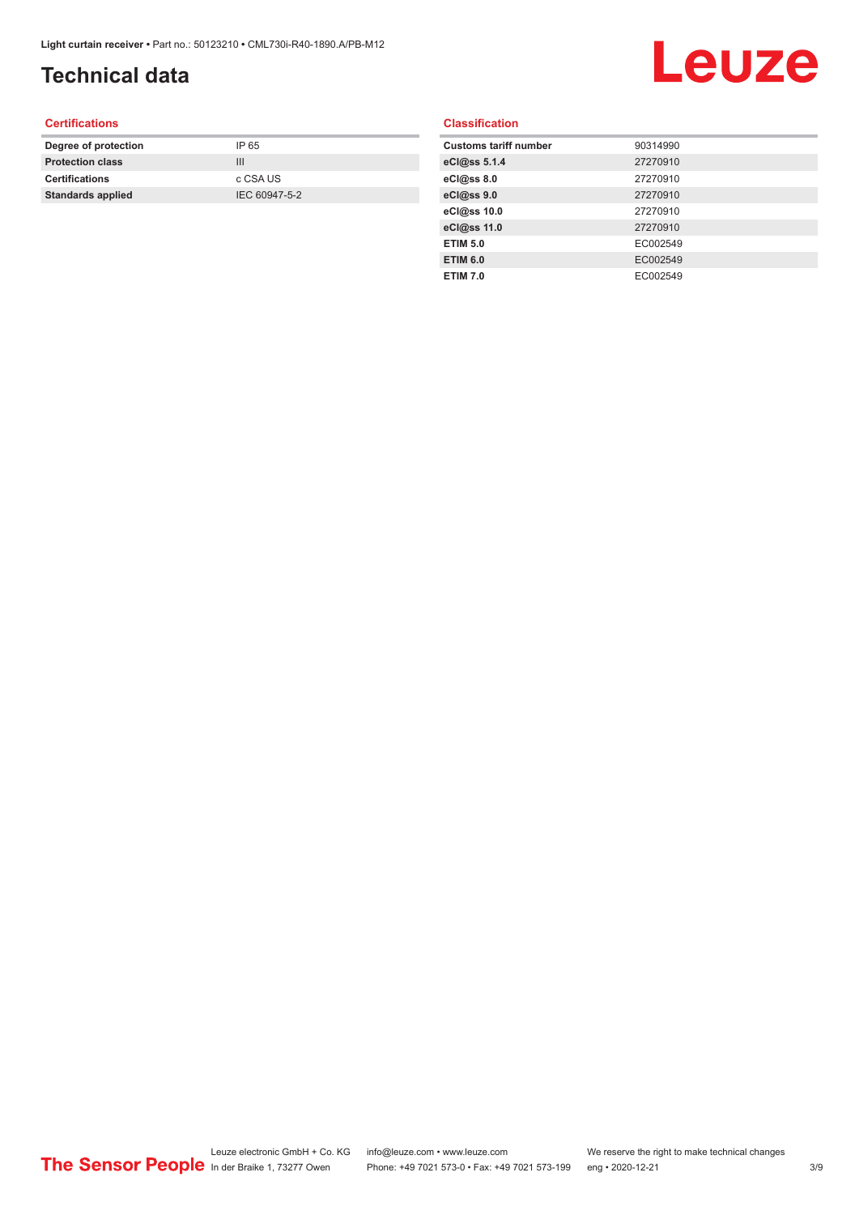# Technical data

## Certifications

| | |
|---|---|
| **Degree of protection** | IP 65 |
| **Protection class** | III |
| **Certifications** | c CSA US |
| **Standards applied** | IEC 60947-5-2 |

## Classification

| | |
|---|---|
| **Customs tariff number** | 90314990 |
| **eCl@ss 5.1.4** | 27270910 |
| **eCl@ss 8.0** | 27270910 |
| **eCl@ss 9.0** | 27270910 |
| **eCl@ss 10.0** | 27270910 |
| **eCl@ss 11.0** | 27270910 |
| **ETIM 5.0** | EC002549 |
| **ETIM 6.0** | EC002549 |
| **ETIM 7.0** | EC002549 |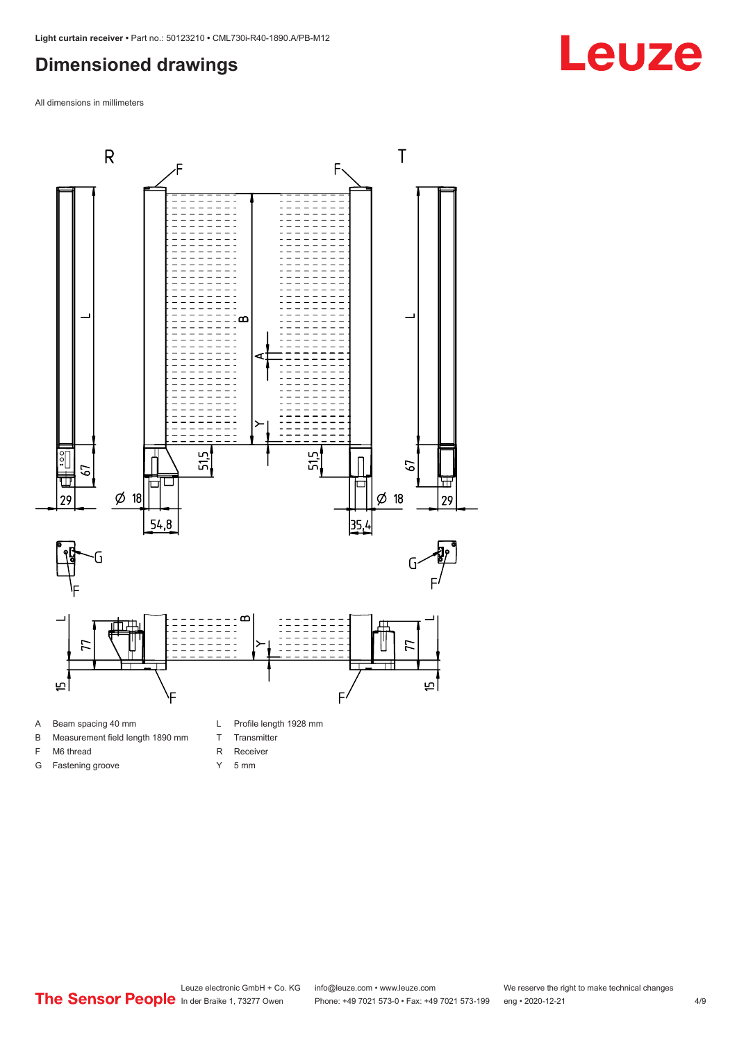## Dimensioned drawings

All dimensions in millimeters

A Beam spacing 40 mm

B Measurement field length 1890 mm

F M6 thread

G Fastening groove

L Profile length 1928 mm

T Transmitter

R Receiver

Y 5 mm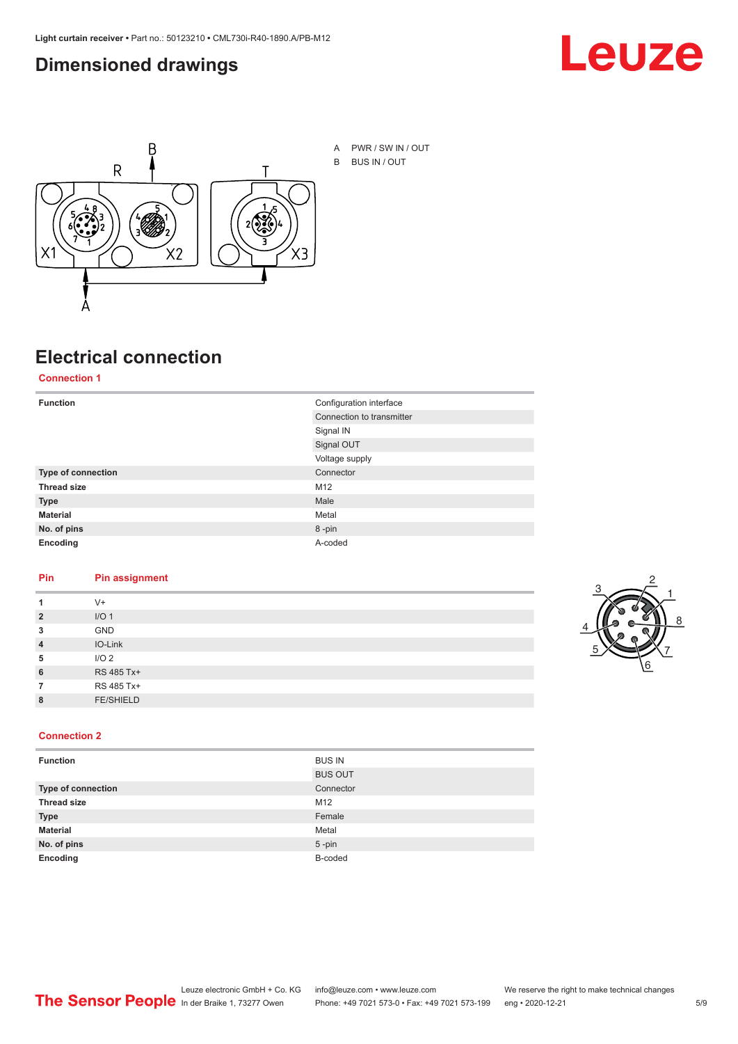## Dimensioned drawings

A PWR / SW IN / OUT
B BUS IN / OUT

## Electrical connection

### Connection 1

| Function | Configuration interface |
|---|---|
| | Connection to transmitter |
| | Signal IN |
| | Signal OUT |
| | Voltage supply |
| **Type of connection** | Connector |
| **Thread size** | M12 |
| **Type** | Male |
| **Material** | Metal |
| **No. of pins** | 8 -pin |
| **Encoding** | A-coded |

| Pin | Pin assignment |
|---|---|
| **1** | V+ |
| **2** | I/O 1 |
| **3** | GND |
| **4** | IO-Link |
| **5** | I/O 2 |
| **6** | RS 485 Tx+ |
| **7** | RS 485 Tx+ |
| **8** | FE/SHIELD |

### Connection 2

| Function | BUS IN |
|---|---|
| | BUS OUT |
| **Type of connection** | Connector |
| **Thread size** | M12 |
| **Type** | Female |
| **Material** | Metal |
| **No. of pins** | 5 -pin |
| **Encoding** | B-coded |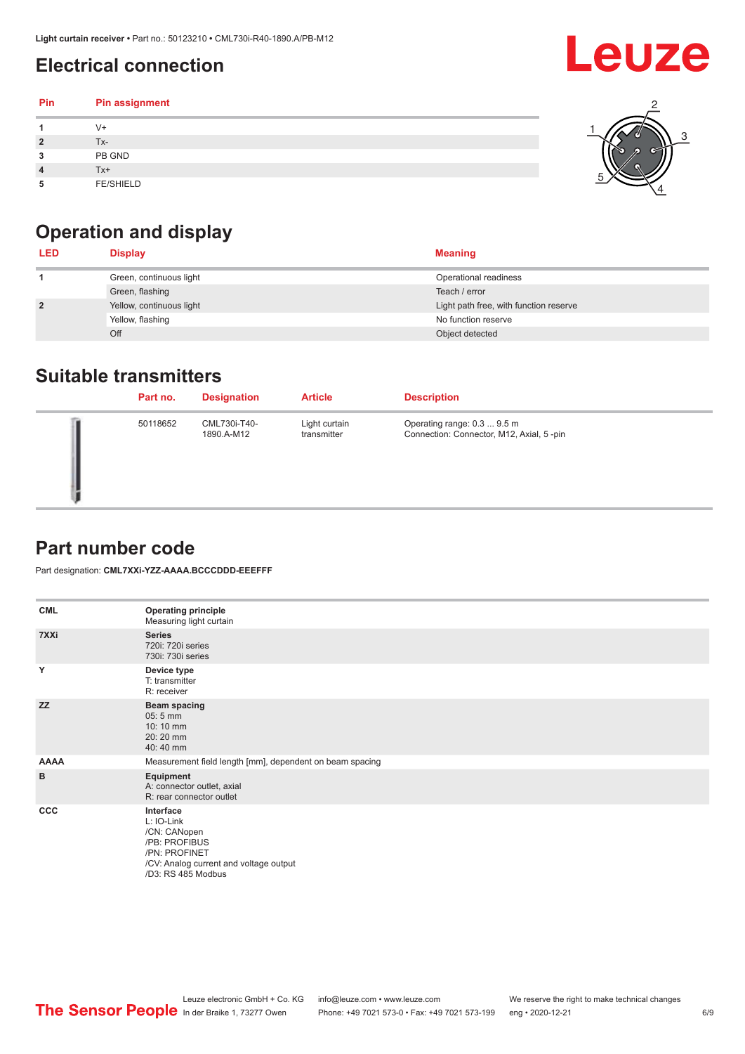## Electrical connection

| Pin | Pin assignment |
|---|---|
| 1 | V+ |
| 2 | Tx- |
| 3 | PB GND |
| 4 | Tx+ |
| 5 | FE/SHIELD |

## Operation and display

| LED | Display | Meaning |
|---|---|---|
| 1 | Green, continuous light | Operational readiness |
| | Green, flashing | Teach / error |
| 2 | Yellow, continuous light | Light path free, with function reserve |
| | Yellow, flashing | No function reserve |
| | Off | Object detected |

## Suitable transmitters

| Part no. | Designation | Article | Description |
|---|---|---|---|
| 50118652 | CML730i-T40-1890.A-M12 | Light curtain transmitter | Operating range: 0.3 ... 9.5 m<br>Connection: Connector, M12, Axial, 5 -pin |

## Part number code

Part designation: **CML7XXi-YZZ-AAAA.BCCCDDD-EEEFFF**

| | |
|---|---|
| **CML** | **Operating principle**<br>Measuring light curtain |
| **7XXi** | **Series**<br>720i: 720i series<br>730i: 730i series |
| **Y** | **Device type**<br>T: transmitter<br>R: receiver |
| **ZZ** | **Beam spacing**<br>05: 5 mm<br>10: 10 mm<br>20: 20 mm<br>40: 40 mm |
| **AAAA** | Measurement field length [mm], dependent on beam spacing |
| **B** | **Equipment**<br>A: connector outlet, axial<br>R: rear connector outlet |
| **CCC** | **Interface**<br>L: IO-Link<br>/CN: CANopen<br>/PB: PROFIBUS<br>/PN: PROFINET<br>/CV: Analog current and voltage output<br>/D3: RS 485 Modbus |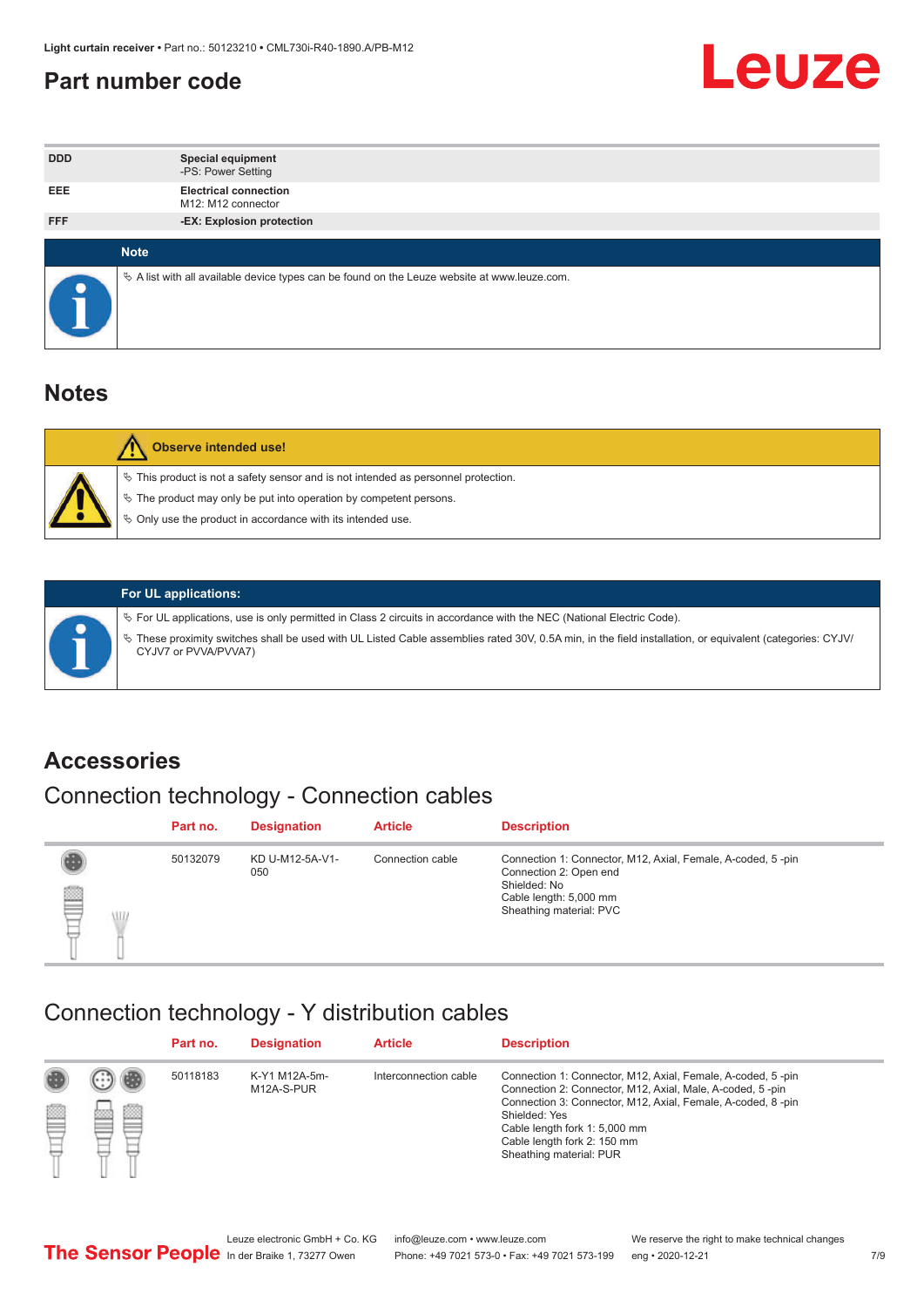## Part number code

| | |
|---|---|
| DDD | **Special equipment**<br>-PS: Power Setting |
| EEE | **Electrical connection**<br>M12: M12 connector |
| FFF | **-EX: Explosion protection** |

**Note**

- ✎ A list with all available device types can be found on the Leuze website at www.leuze.com.

# Notes

**Observe intended use!**

- ✎ This product is not a safety sensor and is not intended as personnel protection.
- ✎ The product may only be put into operation by competent persons.
- ✎ Only use the product in accordance with its intended use.

**For UL applications:**

- ✎ For UL applications, use is only permitted in Class 2 circuits in accordance with the NEC (National Electric Code).
- ✎ These proximity switches shall be used with UL Listed Cable assemblies rated 30V, 0.5A min, in the field installation, or equivalent (categories: CYJV/CYJV7 or PVVA/PVVA7)

# Accessories

## Connection technology - Connection cables

| | Part no. | Designation | Article | Description |
|---|---|---|---|---|
| | 50132079 | KD U-M12-5A-V1-050 | Connection cable | Connection 1: Connector, M12, Axial, Female, A-coded, 5 -pin<br>Connection 2: Open end<br>Shielded: No<br>Cable length: 5,000 mm<br>Sheathing material: PVC |

## Connection technology - Y distribution cables

| | Part no. | Designation | Article | Description |
|---|---|---|---|---|
| | 50118183 | K-Y1 M12A-5m-M12A-S-PUR | Interconnection cable | Connection 1: Connector, M12, Axial, Female, A-coded, 5 -pin<br>Connection 2: Connector, M12, Axial, Male, A-coded, 5 -pin<br>Connection 3: Connector, M12, Axial, Female, A-coded, 8 -pin<br>Shielded: Yes<br>Cable length fork 1: 5,000 mm<br>Cable length fork 2: 150 mm<br>Sheathing material: PUR |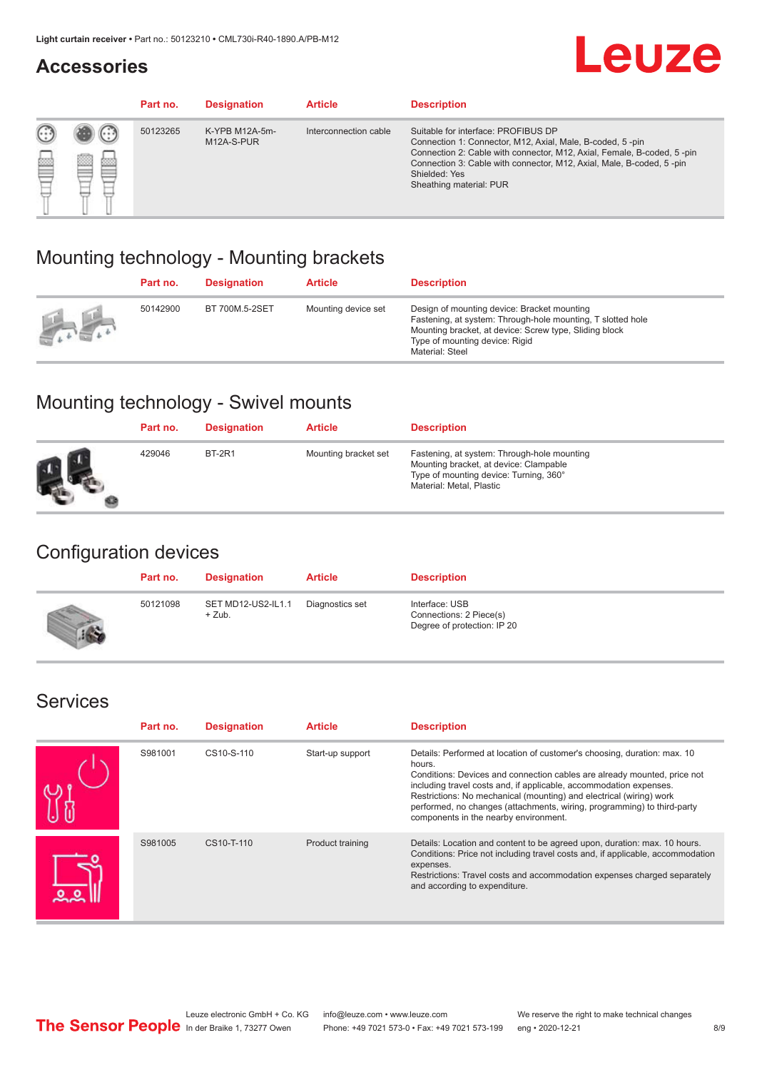## Accessories

| Part no. | Designation | Article | Description |
|---|---|---|---|
| 50123265 | K-YPB M12A-5m-M12A-S-PUR | Interconnection cable | Suitable for interface: PROFIBUS DP<br>Connection 1: Connector, M12, Axial, Male, B-coded, 5 -pin<br>Connection 2: Cable with connector, M12, Axial, Female, B-coded, 5 -pin<br>Connection 3: Cable with connector, M12, Axial, Male, B-coded, 5 -pin<br>Shielded: Yes<br>Sheathing material: PUR |

## Mounting technology - Mounting brackets

| Part no. | Designation | Article | Description |
|---|---|---|---|
| 50142900 | BT 700M.5-2SET | Mounting device set | Design of mounting device: Bracket mounting<br>Fastening, at system: Through-hole mounting, T slotted hole<br>Mounting bracket, at device: Screw type, Sliding block<br>Type of mounting device: Rigid<br>Material: Steel |

## Mounting technology - Swivel mounts

| Part no. | Designation | Article | Description |
|---|---|---|---|
| 429046 | BT-2R1 | Mounting bracket set | Fastening, at system: Through-hole mounting<br>Mounting bracket, at device: Clampable<br>Type of mounting device: Turning, 360°<br>Material: Metal, Plastic |

## Configuration devices

| Part no. | Designation | Article | Description |
|---|---|---|---|
| 50121098 | SET MD12-US2-IL1.1 + Zub. | Diagnostics set | Interface: USB<br>Connections: 2 Piece(s)<br>Degree of protection: IP 20 |

## Services

| Part no. | Designation | Article | Description |
|---|---|---|---|
| S981001 | CS10-S-110 | Start-up support | Details: Performed at location of customer's choosing, duration: max. 10 hours.<br>Conditions: Devices and connection cables are already mounted, price not including travel costs and, if applicable, accommodation expenses.<br>Restrictions: No mechanical (mounting) and electrical (wiring) work performed, no changes (attachments, wiring, programming) to third-party components in the nearby environment. |
| S981005 | CS10-T-110 | Product training | Details: Location and content to be agreed upon, duration: max. 10 hours.<br>Conditions: Price not including travel costs and, if applicable, accommodation expenses.<br>Restrictions: Travel costs and accommodation expenses charged separately and according to expenditure. |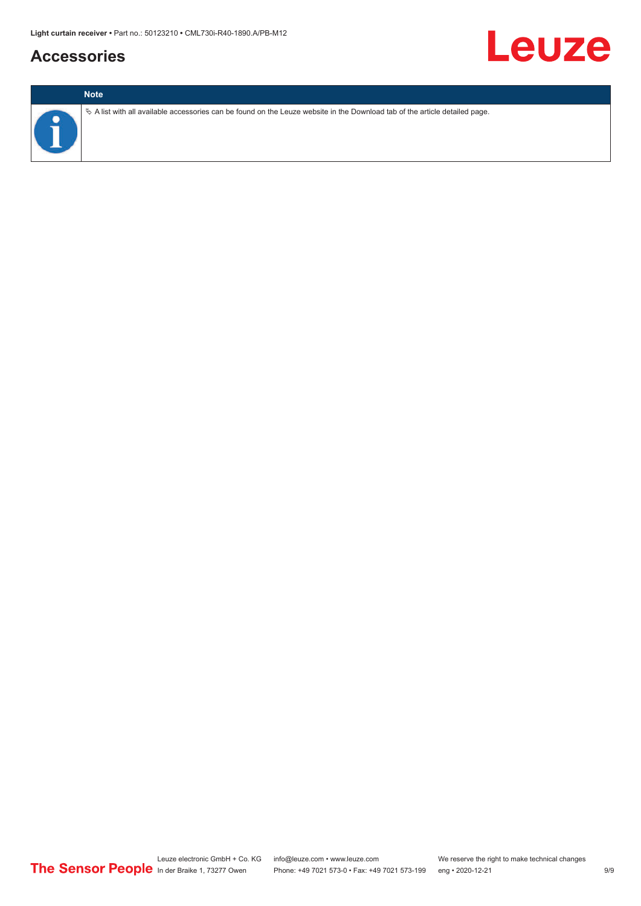## Accessories

| Note |
|---|
| ✎ A list with all available accessories can be found on the Leuze website in the Download tab of the article detailed page. |